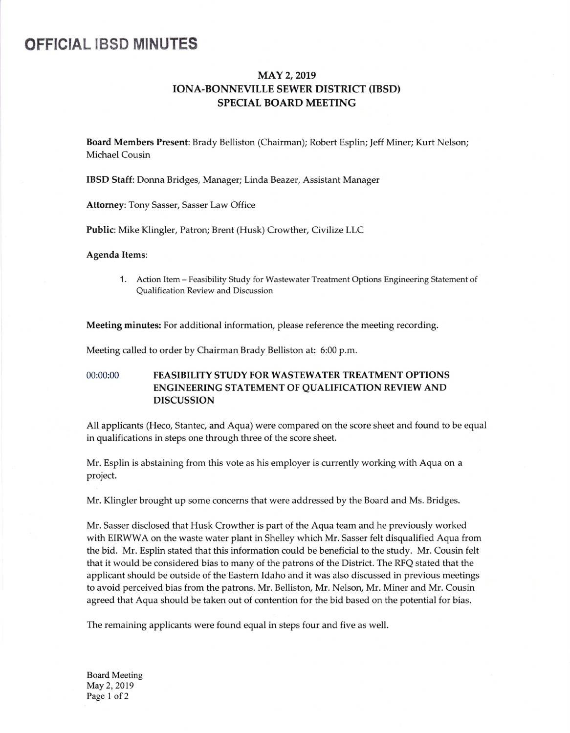# OFFICIAL IBSD MINUTES

## MAY 2, 2019
## IONA-BONNEVILLE SEWER DISTRICT (IBSD)
## SPECIAL BOARD MEETING

**Board Members Present**: Brady Belliston (Chairman); Robert Esplin; Jeff Miner; Kurt Nelson; Michael Cousin

**IBSD Staff**: Donna Bridges, Manager; Linda Beazer, Assistant Manager

**Attorney**: Tony Sasser, Sasser Law Office

**Public**: Mike Klingler, Patron; Brent (Husk) Crowther, Civilize LLC

**Agenda Items**:

1. Action Item – Feasibility Study for Wastewater Treatment Options Engineering Statement of Qualification Review and Discussion

**Meeting minutes:** For additional information, please reference the meeting recording.

Meeting called to order by Chairman Brady Belliston at: 6:00 p.m.

### 00:00:00 FEASIBILITY STUDY FOR WASTEWATER TREATMENT OPTIONS ENGINEERING STATEMENT OF QUALIFICATION REVIEW AND DISCUSSION

All applicants (Heco, Stantec, and Aqua) were compared on the score sheet and found to be equal in qualifications in steps one through three of the score sheet.

Mr. Esplin is abstaining from this vote as his employer is currently working with Aqua on a project.

Mr. Klingler brought up some concerns that were addressed by the Board and Ms. Bridges.

Mr. Sasser disclosed that Husk Crowther is part of the Aqua team and he previously worked with EIRWWA on the waste water plant in Shelley which Mr. Sasser felt disqualified Aqua from the bid. Mr. Esplin stated that this information could be beneficial to the study. Mr. Cousin felt that it would be considered bias to many of the patrons of the District. The RFQ stated that the applicant should be outside of the Eastern Idaho and it was also discussed in previous meetings to avoid perceived bias from the patrons. Mr. Belliston, Mr. Nelson, Mr. Miner and Mr. Cousin agreed that Aqua should be taken out of contention for the bid based on the potential for bias.

The remaining applicants were found equal in steps four and five as well.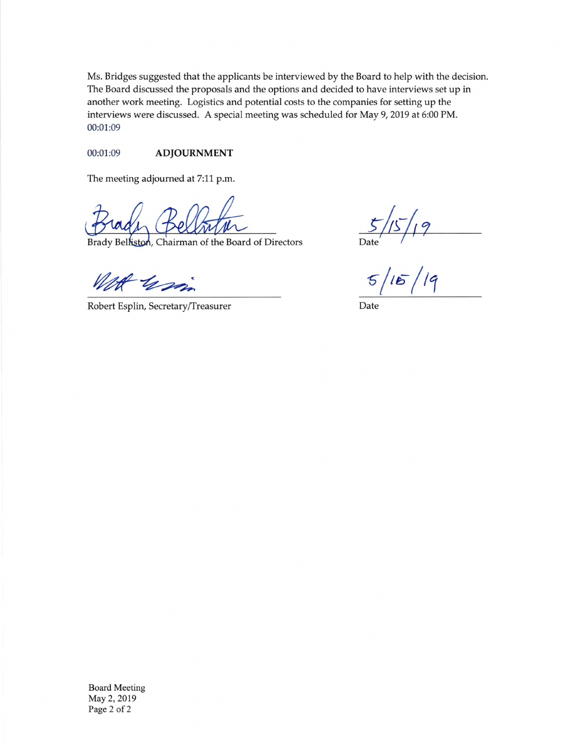Ms. Bridges suggested that the applicants be interviewed by the Board to help with the decision. The Board discussed the proposals and the options and decided to have interviews set up in another work meeting. Logistics and potential costs to the companies for setting up the interviews were discussed. A special meeting was scheduled for May 9, 2019 at 6:00 PM.
00:01:09

00:01:09 **ADJOURNMENT**

The meeting adjourned at 7:11 p.m.

Brady Belliston, Chairman of the Board of Directors — Date: 5/15/19

Robert Esplin, Secretary/Treasurer — Date: 5/15/19

Board Meeting
May 2, 2019